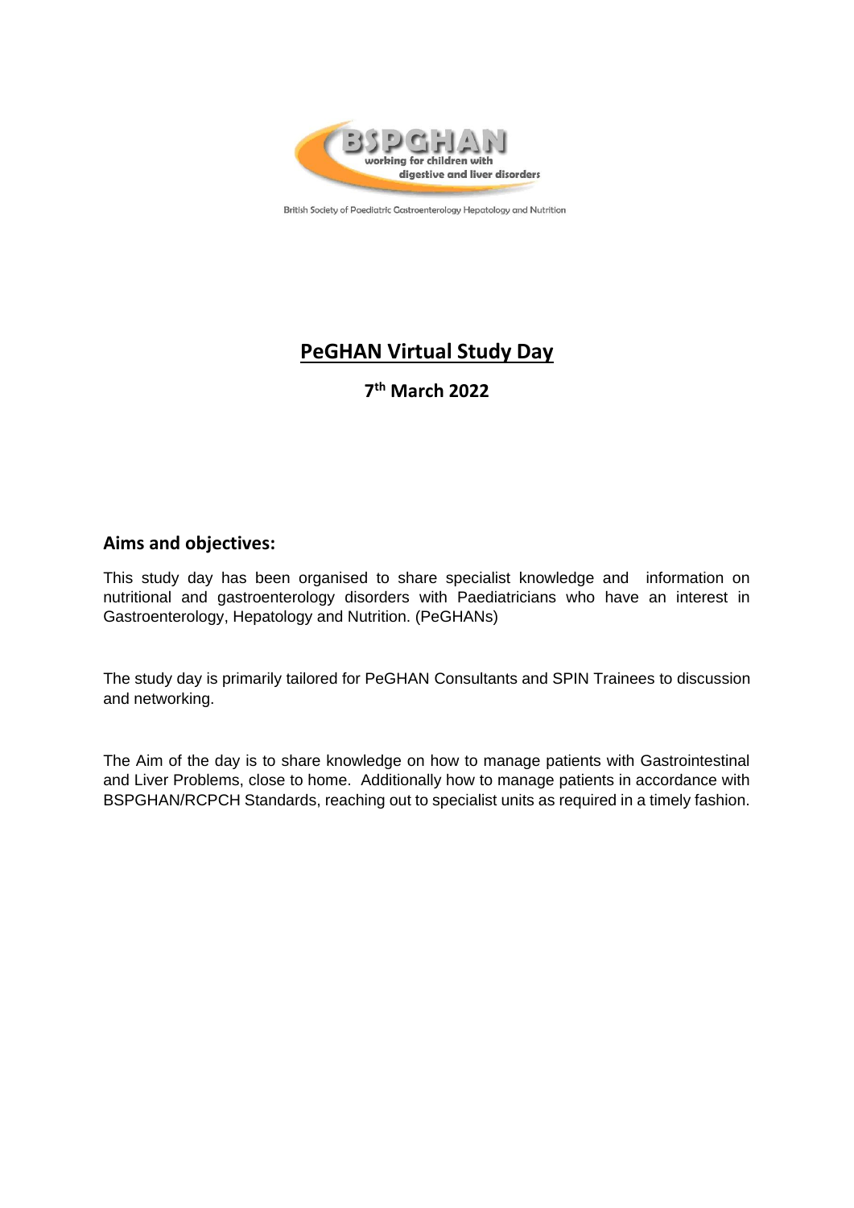BSPGHAN

working for children with digestive and liver disorders

British Society of Paediatric Gastroenterology Hepatology and Nutrition

# PeGHAN Virtual Study Day

**7th March 2022**

## Aims and objectives:

This study day has been organised to share specialist knowledge and information on nutritional and gastroenterology disorders with Paediatricians who have an interest in Gastroenterology, Hepatology and Nutrition. (PeGHANs)

The study day is primarily tailored for PeGHAN Consultants and SPIN Trainees to discussion and networking.

The Aim of the day is to share knowledge on how to manage patients with Gastrointestinal and Liver Problems, close to home. Additionally how to manage patients in accordance with BSPGHAN/RCPCH Standards, reaching out to specialist units as required in a timely fashion.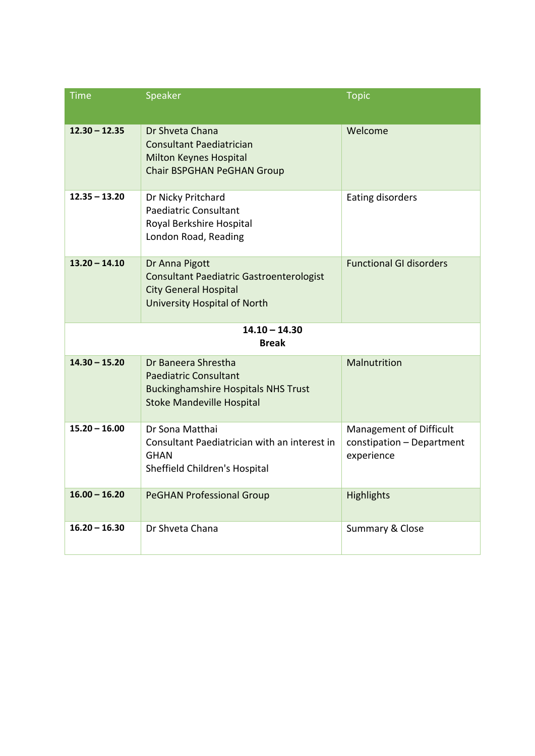| Time | Speaker | Topic |
|---|---|---|
| **12.30 – 12.35** | Dr Shveta Chana<br>Consultant Paediatrician<br>Milton Keynes Hospital<br>Chair BSPGHAN PeGHAN Group | Welcome |
| **12.35 – 13.20** | Dr Nicky Pritchard<br>Paediatric Consultant<br>Royal Berkshire Hospital<br>London Road, Reading | Eating disorders |
| **13.20 – 14.10** | Dr Anna Pigott<br>Consultant Paediatric Gastroenterologist<br>City General Hospital<br>University Hospital of North | Functional GI disorders |
| | **14.10 – 14.30**<br>**Break** | |
| **14.30 – 15.20** | Dr Baneera Shrestha<br>Paediatric Consultant<br>Buckinghamshire Hospitals NHS Trust<br>Stoke Mandeville Hospital | Malnutrition |
| **15.20 – 16.00** | Dr Sona Matthai<br>Consultant Paediatrician with an interest in GHAN<br>Sheffield Children's Hospital | Management of Difficult constipation – Department experience |
| **16.00 – 16.20** | PeGHAN Professional Group | Highlights |
| **16.20 – 16.30** | Dr Shveta Chana | Summary & Close |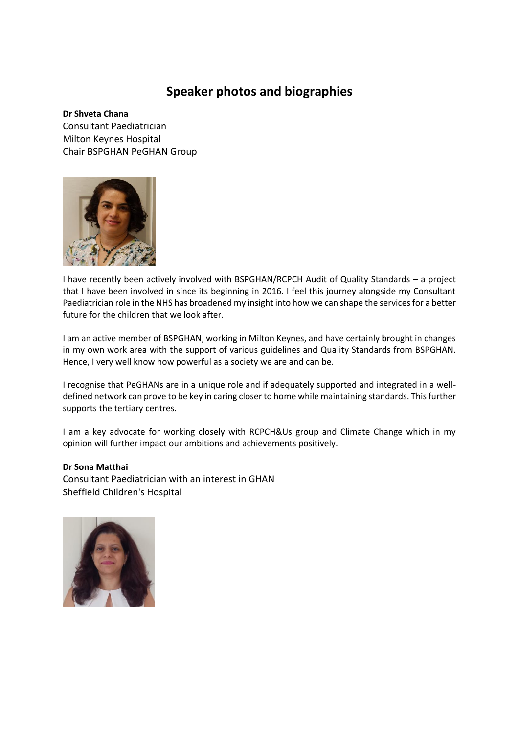# Speaker photos and biographies

**Dr Shveta Chana**
Consultant Paediatrician
Milton Keynes Hospital
Chair BSPGHAN PeGHAN Group

I have recently been actively involved with BSPGHAN/RCPCH Audit of Quality Standards – a project that I have been involved in since its beginning in 2016. I feel this journey alongside my Consultant Paediatrician role in the NHS has broadened my insight into how we can shape the services for a better future for the children that we look after.

I am an active member of BSPGHAN, working in Milton Keynes, and have certainly brought in changes in my own work area with the support of various guidelines and Quality Standards from BSPGHAN. Hence, I very well know how powerful as a society we are and can be.

I recognise that PeGHANs are in a unique role and if adequately supported and integrated in a well-defined network can prove to be key in caring closer to home while maintaining standards. This further supports the tertiary centres.

I am a key advocate for working closely with RCPCH&Us group and Climate Change which in my opinion will further impact our ambitions and achievements positively.

**Dr Sona Matthai**
Consultant Paediatrician with an interest in GHAN
Sheffield Children's Hospital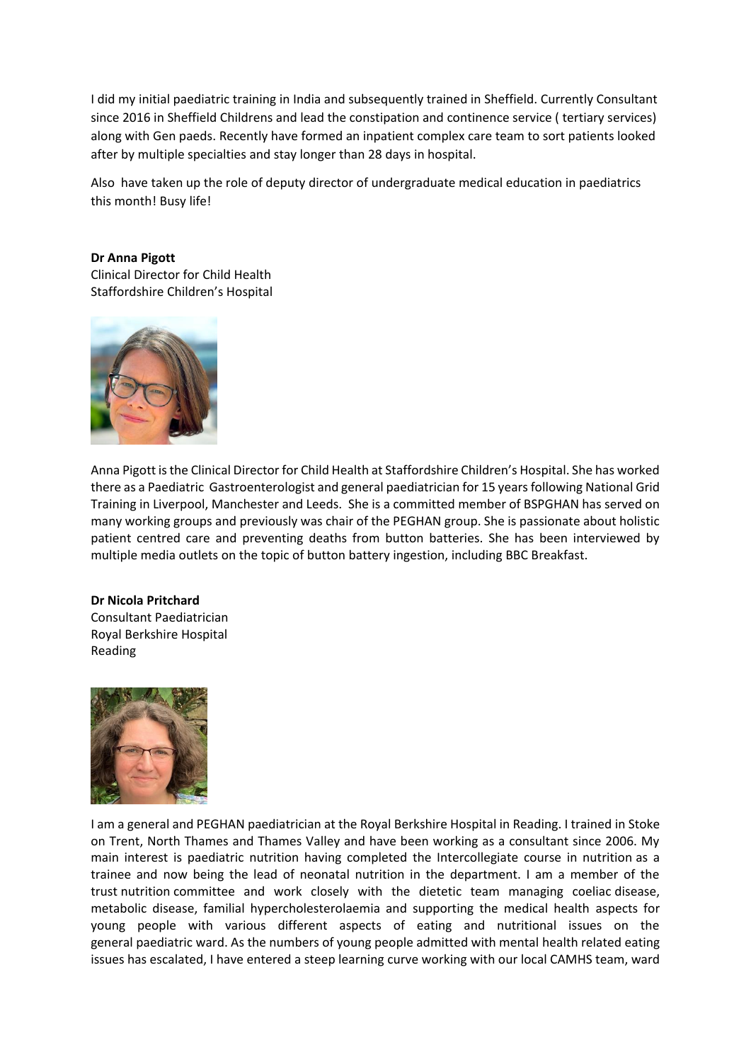I did my initial paediatric training in India and subsequently trained in Sheffield. Currently Consultant since 2016 in Sheffield Childrens and lead the constipation and continence service ( tertiary services) along with Gen paeds. Recently have formed an inpatient complex care team to sort patients looked after by multiple specialties and stay longer than 28 days in hospital.

Also have taken up the role of deputy director of undergraduate medical education in paediatrics this month! Busy life!

**Dr Anna Pigott**
Clinical Director for Child Health
Staffordshire Children's Hospital

Anna Pigott is the Clinical Director for Child Health at Staffordshire Children's Hospital. She has worked there as a Paediatric Gastroenterologist and general paediatrician for 15 years following National Grid Training in Liverpool, Manchester and Leeds. She is a committed member of BSPGHAN has served on many working groups and previously was chair of the PEGHAN group. She is passionate about holistic patient centred care and preventing deaths from button batteries. She has been interviewed by multiple media outlets on the topic of button battery ingestion, including BBC Breakfast.

**Dr Nicola Pritchard**
Consultant Paediatrician
Royal Berkshire Hospital
Reading

I am a general and PEGHAN paediatrician at the Royal Berkshire Hospital in Reading. I trained in Stoke on Trent, North Thames and Thames Valley and have been working as a consultant since 2006. My main interest is paediatric nutrition having completed the Intercollegiate course in nutrition as a trainee and now being the lead of neonatal nutrition in the department. I am a member of the trust nutrition committee and work closely with the dietetic team managing coeliac disease, metabolic disease, familial hypercholesterolaemia and supporting the medical health aspects for young people with various different aspects of eating and nutritional issues on the general paediatric ward. As the numbers of young people admitted with mental health related eating issues has escalated, I have entered a steep learning curve working with our local CAMHS team, ward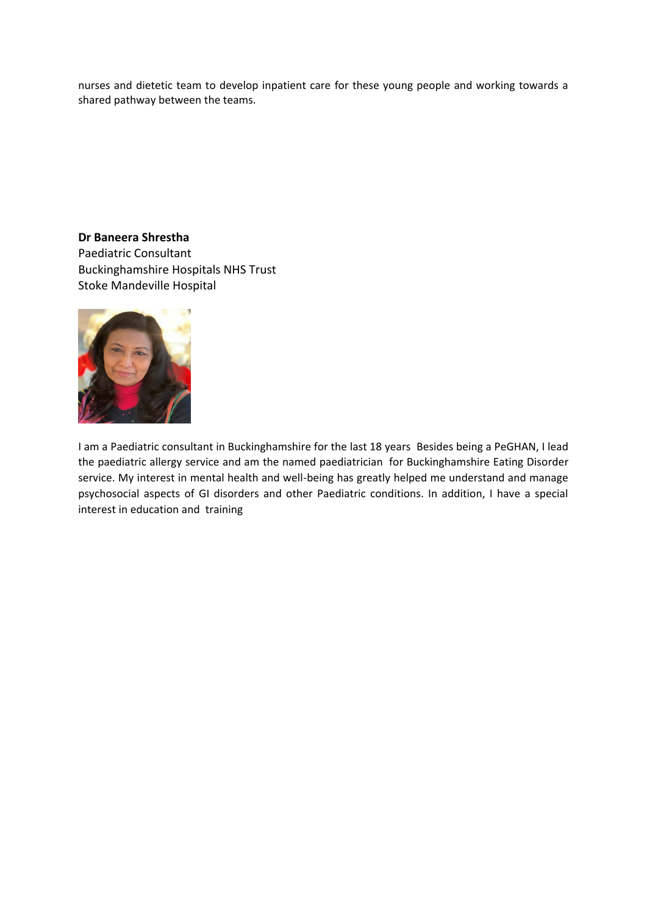nurses and dietetic team to develop inpatient care for these young people and working towards a shared pathway between the teams.

**Dr Baneera Shrestha**
Paediatric Consultant
Buckinghamshire Hospitals NHS Trust
Stoke Mandeville Hospital

I am a Paediatric consultant in Buckinghamshire for the last 18 years Besides being a PeGHAN, I lead the paediatric allergy service and am the named paediatrician for Buckinghamshire Eating Disorder service. My interest in mental health and well-being has greatly helped me understand and manage psychosocial aspects of GI disorders and other Paediatric conditions. In addition, I have a special interest in education and training